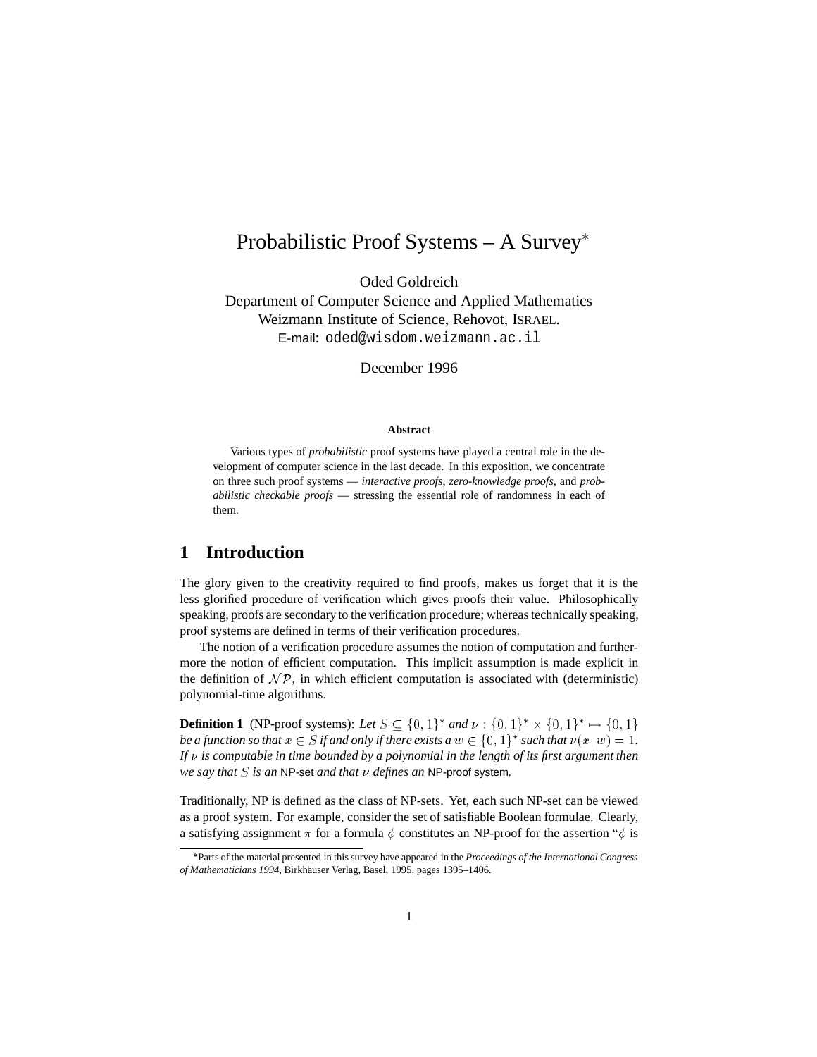# Probabilistic Proof Systems – A Survey*

Oded Goldreich
Department of Computer Science and Applied Mathematics
Weizmann Institute of Science, Rehovot, ISRAEL.
E-mail: oded@wisdom.weizmann.ac.il

December 1996

**Abstract**

Various types of *probabilistic* proof systems have played a central role in the development of computer science in the last decade. In this exposition, we concentrate on three such proof systems — *interactive proofs*, *zero-knowledge proofs*, and *probabilistic checkable proofs* — stressing the essential role of randomness in each of them.

## 1 Introduction

The glory given to the creativity required to find proofs, makes us forget that it is the less glorified procedure of verification which gives proofs their value. Philosophically speaking, proofs are secondary to the verification procedure; whereas technically speaking, proof systems are defined in terms of their verification procedures.

The notion of a verification procedure assumes the notion of computation and furthermore the notion of efficient computation. This implicit assumption is made explicit in the definition of $\mathcal{NP}$, in which efficient computation is associated with (deterministic) polynomial-time algorithms.

**Definition 1** (NP-proof systems): *Let $S \subseteq \{0,1\}^*$ and $\nu : \{0,1\}^* \times \{0,1\}^* \mapsto \{0,1\}$ be a function so that $x \in S$ if and only if there exists a $w \in \{0,1\}^*$ such that $\nu(x,w) = 1$. If $\nu$ is computable in time bounded by a polynomial in the length of its first argument then we say that $S$ is an* NP-set *and that $\nu$ defines an* NP-proof system.

Traditionally, NP is defined as the class of NP-sets. Yet, each such NP-set can be viewed as a proof system. For example, consider the set of satisfiable Boolean formulae. Clearly, a satisfying assignment $\pi$ for a formula $\phi$ constitutes an NP-proof for the assertion "$\phi$ is

*Parts of the material presented in this survey have appeared in the *Proceedings of the International Congress of Mathematicians 1994*, Birkhäuser Verlag, Basel, 1995, pages 1395–1406.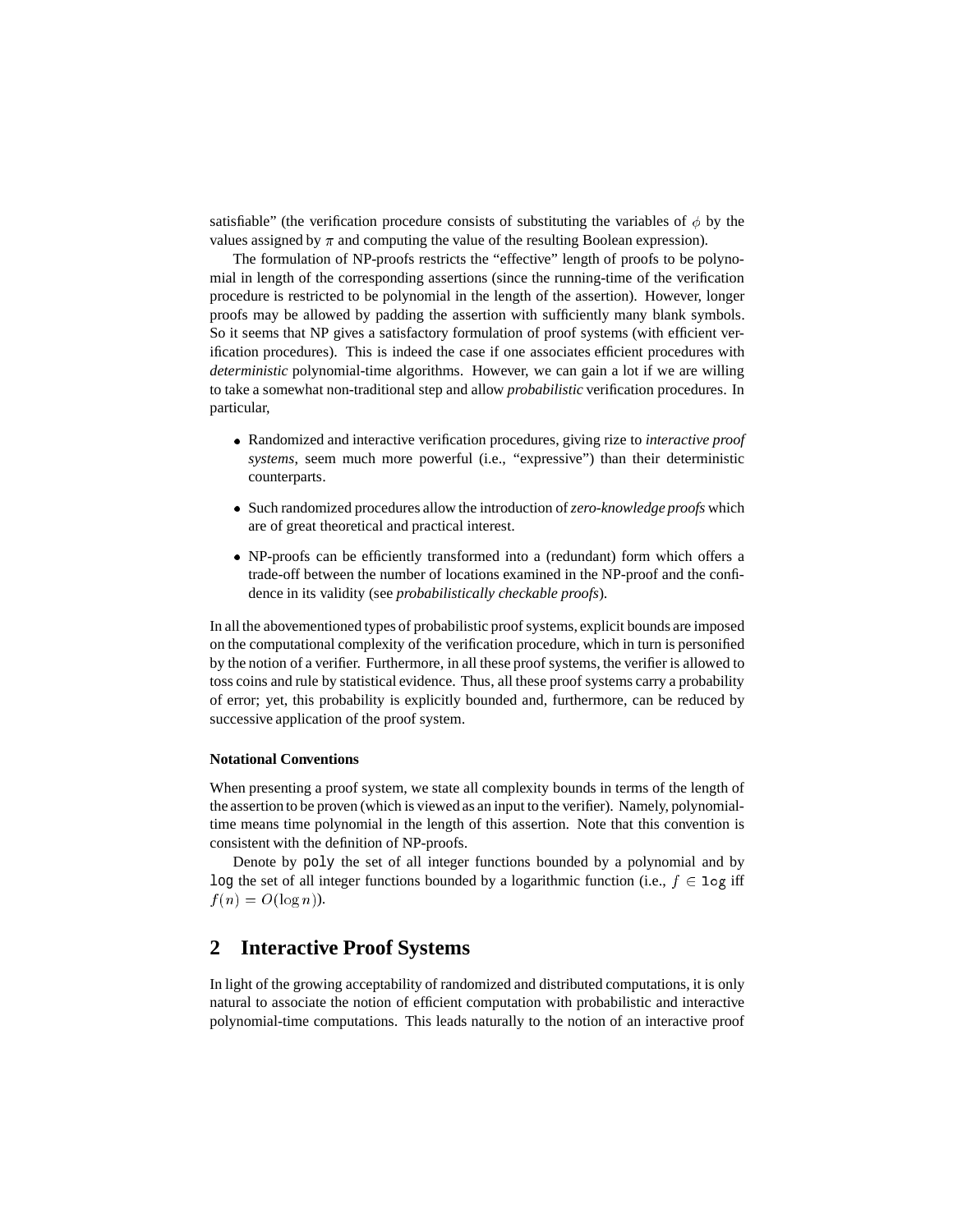satisfiable" (the verification procedure consists of substituting the variables of $\phi$ by the values assigned by $\pi$ and computing the value of the resulting Boolean expression).

The formulation of NP-proofs restricts the "effective" length of proofs to be polynomial in length of the corresponding assertions (since the running-time of the verification procedure is restricted to be polynomial in the length of the assertion). However, longer proofs may be allowed by padding the assertion with sufficiently many blank symbols. So it seems that NP gives a satisfactory formulation of proof systems (with efficient verification procedures). This is indeed the case if one associates efficient procedures with *deterministic* polynomial-time algorithms. However, we can gain a lot if we are willing to take a somewhat non-traditional step and allow *probabilistic* verification procedures. In particular,

- Randomized and interactive verification procedures, giving rize to *interactive proof systems*, seem much more powerful (i.e., "expressive") than their deterministic counterparts.
- Such randomized procedures allow the introduction of *zero-knowledge proofs* which are of great theoretical and practical interest.
- NP-proofs can be efficiently transformed into a (redundant) form which offers a trade-off between the number of locations examined in the NP-proof and the confidence in its validity (see *probabilistically checkable proofs*).

In all the abovementioned types of probabilistic proof systems, explicit bounds are imposed on the computational complexity of the verification procedure, which in turn is personified by the notion of a verifier. Furthermore, in all these proof systems, the verifier is allowed to toss coins and rule by statistical evidence. Thus, all these proof systems carry a probability of error; yet, this probability is explicitly bounded and, furthermore, can be reduced by successive application of the proof system.

#### Notational Conventions

When presenting a proof system, we state all complexity bounds in terms of the length of the assertion to be proven (which is viewed as an input to the verifier). Namely, polynomial-time means time polynomial in the length of this assertion. Note that this convention is consistent with the definition of NP-proofs.

Denote by poly the set of all integer functions bounded by a polynomial and by log the set of all integer functions bounded by a logarithmic function (i.e., $f \in \texttt{log}$ iff $f(n) = O(\log n)$).

## 2 Interactive Proof Systems

In light of the growing acceptability of randomized and distributed computations, it is only natural to associate the notion of efficient computation with probabilistic and interactive polynomial-time computations. This leads naturally to the notion of an interactive proof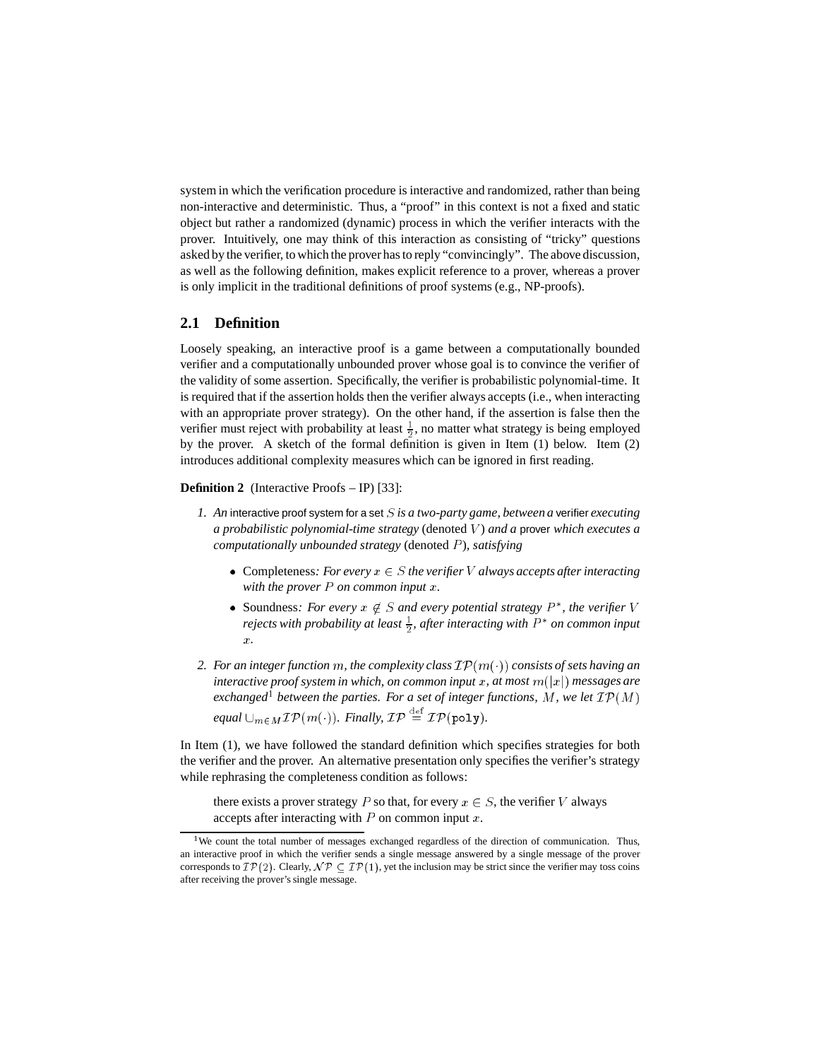system in which the verification procedure is interactive and randomized, rather than being non-interactive and deterministic. Thus, a "proof" in this context is not a fixed and static object but rather a randomized (dynamic) process in which the verifier interacts with the prover. Intuitively, one may think of this interaction as consisting of "tricky" questions asked by the verifier, to which the prover has to reply "convincingly". The above discussion, as well as the following definition, makes explicit reference to a prover, whereas a prover is only implicit in the traditional definitions of proof systems (e.g., NP-proofs).

## 2.1 Definition

Loosely speaking, an interactive proof is a game between a computationally bounded verifier and a computationally unbounded prover whose goal is to convince the verifier of the validity of some assertion. Specifically, the verifier is probabilistic polynomial-time. It is required that if the assertion holds then the verifier always accepts (i.e., when interacting with an appropriate prover strategy). On the other hand, if the assertion is false then the verifier must reject with probability at least $\frac{1}{2}$, no matter what strategy is being employed by the prover. A sketch of the formal definition is given in Item (1) below. Item (2) introduces additional complexity measures which can be ignored in first reading.

**Definition 2** (Interactive Proofs – IP) [33]:

1. *An* interactive proof system for a set $S$ *is a two-party game, between a* verifier *executing a probabilistic polynomial-time strategy* (denoted $V$) *and a* prover *which executes a computationally unbounded strategy* (denoted $P$)*, satisfying*
   - Completeness*: For every $x \in S$ the verifier $V$ always accepts after interacting with the prover $P$ on common input $x$.*
   - Soundness*: For every $x \notin S$ and every potential strategy $P^*$, the verifier $V$ rejects with probability at least $\frac{1}{2}$, after interacting with $P^*$ on common input $x$.*
2. *For an integer function $m$, the complexity class $\mathcal{IP}(m(\cdot))$ consists of sets having an interactive proof system in which, on common input $x$, at most $m(|x|)$ messages are exchanged*[1] *between the parties. For a set of integer functions, $M$, we let $\mathcal{IP}(M)$ equal $\cup_{m \in M} \mathcal{IP}(m(\cdot))$. Finally, $\mathcal{IP} \stackrel{\text{def}}{=} \mathcal{IP}(\texttt{poly})$.*

In Item (1), we have followed the standard definition which specifies strategies for both the verifier and the prover. An alternative presentation only specifies the verifier's strategy while rephrasing the completeness condition as follows:

> there exists a prover strategy $P$ so that, for every $x \in S$, the verifier $V$ always accepts after interacting with $P$ on common input $x$.

[1] We count the total number of messages exchanged regardless of the direction of communication. Thus, an interactive proof in which the verifier sends a single message answered by a single message of the prover corresponds to $\mathcal{IP}(2)$. Clearly, $\mathcal{NP} \subseteq \mathcal{IP}(1)$, yet the inclusion may be strict since the verifier may toss coins after receiving the prover's single message.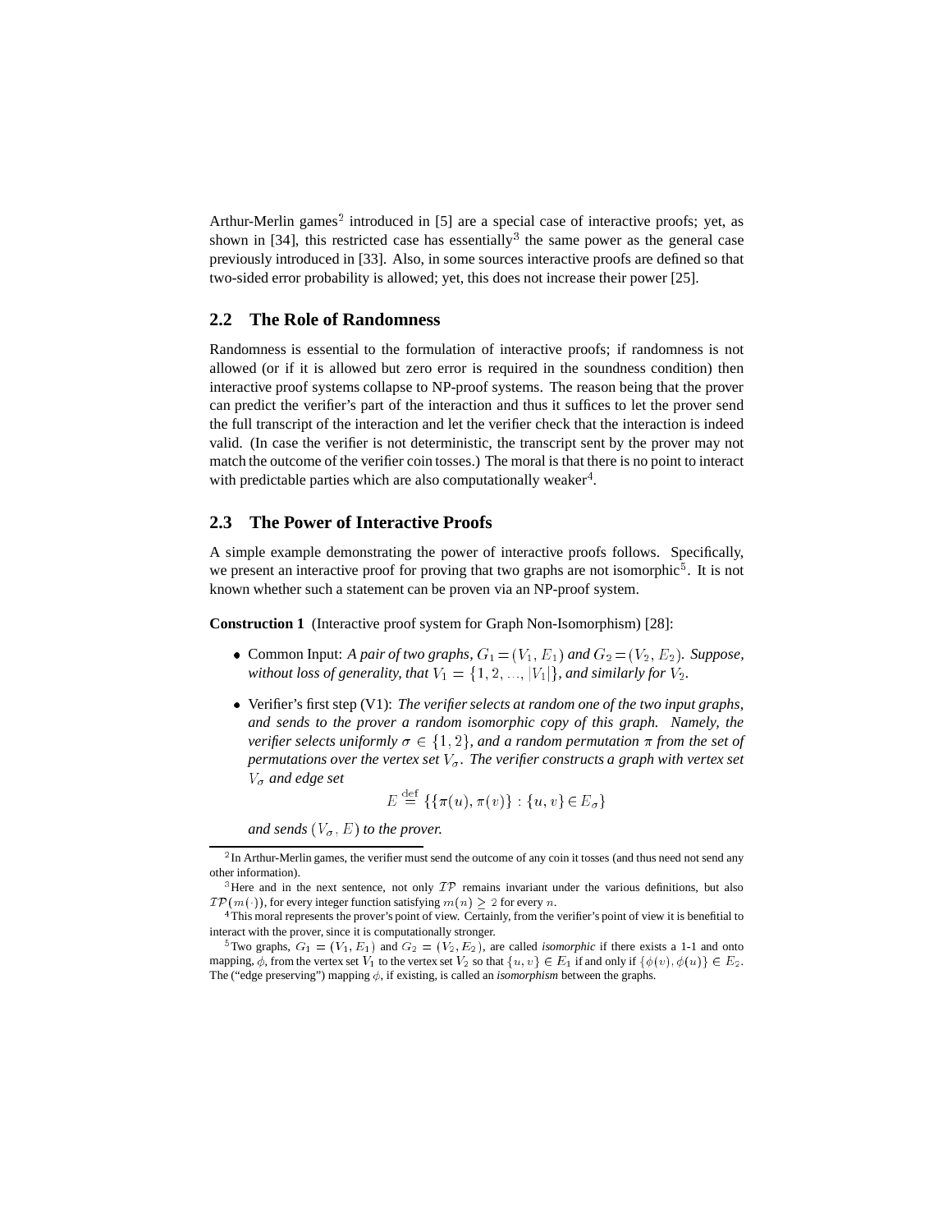Arthur-Merlin games[2] introduced in [5] are a special case of interactive proofs; yet, as shown in [34], this restricted case has essentially[3] the same power as the general case previously introduced in [33]. Also, in some sources interactive proofs are defined so that two-sided error probability is allowed; yet, this does not increase their power [25].

## 2.2 The Role of Randomness

Randomness is essential to the formulation of interactive proofs; if randomness is not allowed (or if it is allowed but zero error is required in the soundness condition) then interactive proof systems collapse to NP-proof systems. The reason being that the prover can predict the verifier's part of the interaction and thus it suffices to let the prover send the full transcript of the interaction and let the verifier check that the interaction is indeed valid. (In case the verifier is not deterministic, the transcript sent by the prover may not match the outcome of the verifier coin tosses.) The moral is that there is no point to interact with predictable parties which are also computationally weaker[4].

## 2.3 The Power of Interactive Proofs

A simple example demonstrating the power of interactive proofs follows. Specifically, we present an interactive proof for proving that two graphs are not isomorphic[5]. It is not known whether such a statement can be proven via an NP-proof system.

**Construction 1** (Interactive proof system for Graph Non-Isomorphism) [28]:

- Common Input: *A pair of two graphs, $G_1 = (V_1, E_1)$ and $G_2 = (V_2, E_2)$. Suppose, without loss of generality, that $V_1 = \{1, 2, ..., |V_1|\}$, and similarly for $V_2$.*

- Verifier's first step (V1): *The verifier selects at random one of the two input graphs, and sends to the prover a random isomorphic copy of this graph. Namely, the verifier selects uniformly $\sigma \in \{1, 2\}$, and a random permutation $\pi$ from the set of permutations over the vertex set $V_\sigma$. The verifier constructs a graph with vertex set $V_\sigma$ and edge set*

$$E \stackrel{\text{def}}{=} \{\{\pi(u), \pi(v)\} : \{u, v\} \in E_\sigma\}$$

  *and sends $(V_\sigma, E)$ to the prover.*

---

[2] In Arthur-Merlin games, the verifier must send the outcome of any coin it tosses (and thus need not send any other information).

[3] Here and in the next sentence, not only $\mathcal{IP}$ remains invariant under the various definitions, but also $\mathcal{IP}(m(\cdot))$, for every integer function satisfying $m(n) \geq 2$ for every $n$.

[4] This moral represents the prover's point of view. Certainly, from the verifier's point of view it is benefitial to interact with the prover, since it is computationally stronger.

[5] Two graphs, $G_1 = (V_1, E_1)$ and $G_2 = (V_2, E_2)$, are called *isomorphic* if there exists a 1-1 and onto mapping, $\phi$, from the vertex set $V_1$ to the vertex set $V_2$ so that $\{u, v\} \in E_1$ if and only if $\{\phi(v), \phi(u)\} \in E_2$. The ("edge preserving") mapping $\phi$, if existing, is called an *isomorphism* between the graphs.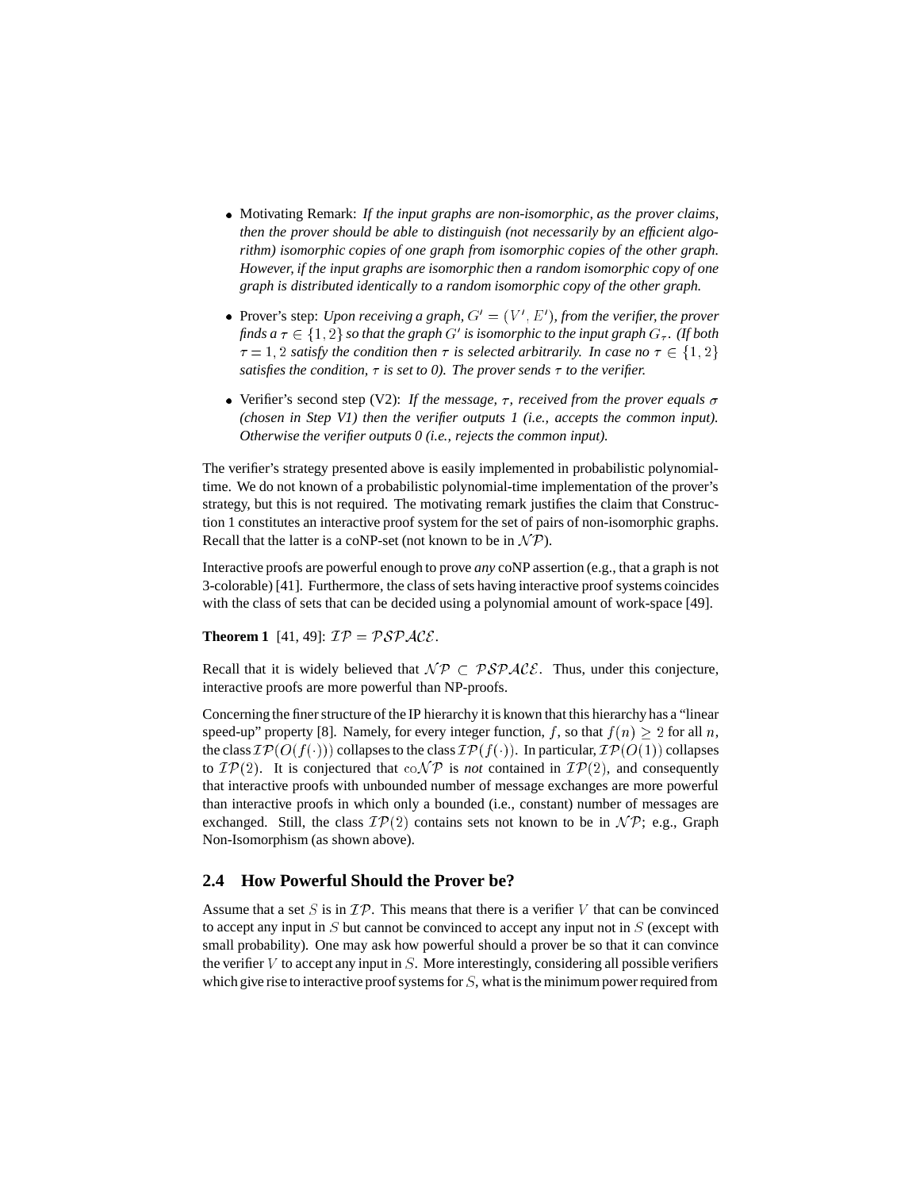- Motivating Remark: *If the input graphs are non-isomorphic, as the prover claims, then the prover should be able to distinguish (not necessarily by an efficient algorithm) isomorphic copies of one graph from isomorphic copies of the other graph. However, if the input graphs are isomorphic then a random isomorphic copy of one graph is distributed identically to a random isomorphic copy of the other graph.*

- Prover's step: *Upon receiving a graph, $G' = (V', E')$, from the verifier, the prover finds a $\tau \in \{1, 2\}$ so that the graph $G'$ is isomorphic to the input graph $G_\tau$. (If both $\tau = 1, 2$ satisfy the condition then $\tau$ is selected arbitrarily. In case no $\tau \in \{1, 2\}$ satisfies the condition, $\tau$ is set to 0). The prover sends $\tau$ to the verifier.*

- Verifier's second step (V2): *If the message, $\tau$, received from the prover equals $\sigma$ (chosen in Step V1) then the verifier outputs 1 (i.e., accepts the common input). Otherwise the verifier outputs 0 (i.e., rejects the common input).*

The verifier's strategy presented above is easily implemented in probabilistic polynomial-time. We do not known of a probabilistic polynomial-time implementation of the prover's strategy, but this is not required. The motivating remark justifies the claim that Construction 1 constitutes an interactive proof system for the set of pairs of non-isomorphic graphs. Recall that the latter is a coNP-set (not known to be in $\mathcal{NP}$).

Interactive proofs are powerful enough to prove *any* coNP assertion (e.g., that a graph is not 3-colorable) [41]. Furthermore, the class of sets having interactive proof systems coincides with the class of sets that can be decided using a polynomial amount of work-space [49].

**Theorem 1** [41, 49]: $\mathcal{IP} = \mathcal{PSPACE}$.

Recall that it is widely believed that $\mathcal{NP} \subset \mathcal{PSPACE}$. Thus, under this conjecture, interactive proofs are more powerful than NP-proofs.

Concerning the finer structure of the IP hierarchy it is known that this hierarchy has a "linear speed-up" property [8]. Namely, for every integer function, $f$, so that $f(n) \geq 2$ for all $n$, the class $\mathcal{IP}(O(f(\cdot)))$ collapses to the class $\mathcal{IP}(f(\cdot))$. In particular, $\mathcal{IP}(O(1))$ collapses to $\mathcal{IP}(2)$. It is conjectured that $\text{co}\mathcal{NP}$ is *not* contained in $\mathcal{IP}(2)$, and consequently that interactive proofs with unbounded number of message exchanges are more powerful than interactive proofs in which only a bounded (i.e., constant) number of messages are exchanged. Still, the class $\mathcal{IP}(2)$ contains sets not known to be in $\mathcal{NP}$; e.g., Graph Non-Isomorphism (as shown above).

## 2.4 How Powerful Should the Prover be?

Assume that a set $S$ is in $\mathcal{IP}$. This means that there is a verifier $V$ that can be convinced to accept any input in $S$ but cannot be convinced to accept any input not in $S$ (except with small probability). One may ask how powerful should a prover be so that it can convince the verifier $V$ to accept any input in $S$. More interestingly, considering all possible verifiers which give rise to interactive proof systems for $S$, what is the minimum power required from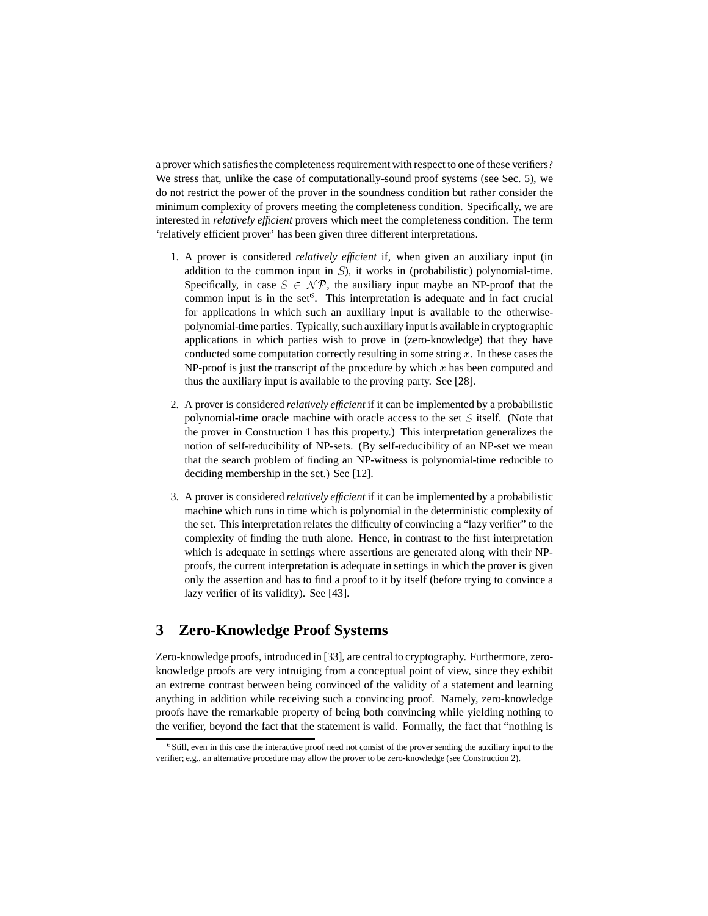a prover which satisfies the completeness requirement with respect to one of these verifiers? We stress that, unlike the case of computationally-sound proof systems (see Sec. 5), we do not restrict the power of the prover in the soundness condition but rather consider the minimum complexity of provers meeting the completeness condition. Specifically, we are interested in *relatively efficient* provers which meet the completeness condition. The term 'relatively efficient prover' has been given three different interpretations.

1. A prover is considered *relatively efficient* if, when given an auxiliary input (in addition to the common input in $S$), it works in (probabilistic) polynomial-time. Specifically, in case $S \in \mathcal{NP}$, the auxiliary input maybe an NP-proof that the common input is in the set[6]. This interpretation is adequate and in fact crucial for applications in which such an auxiliary input is available to the otherwise-polynomial-time parties. Typically, such auxiliary input is available in cryptographic applications in which parties wish to prove in (zero-knowledge) that they have conducted some computation correctly resulting in some string $x$. In these cases the NP-proof is just the transcript of the procedure by which $x$ has been computed and thus the auxiliary input is available to the proving party. See [28].
2. A prover is considered *relatively efficient* if it can be implemented by a probabilistic polynomial-time oracle machine with oracle access to the set $S$ itself. (Note that the prover in Construction 1 has this property.) This interpretation generalizes the notion of self-reducibility of NP-sets. (By self-reducibility of an NP-set we mean that the search problem of finding an NP-witness is polynomial-time reducible to deciding membership in the set.) See [12].
3. A prover is considered *relatively efficient* if it can be implemented by a probabilistic machine which runs in time which is polynomial in the deterministic complexity of the set. This interpretation relates the difficulty of convincing a "lazy verifier" to the complexity of finding the truth alone. Hence, in contrast to the first interpretation which is adequate in settings where assertions are generated along with their NP-proofs, the current interpretation is adequate in settings in which the prover is given only the assertion and has to find a proof to it by itself (before trying to convince a lazy verifier of its validity). See [43].

## 3 Zero-Knowledge Proof Systems

Zero-knowledge proofs, introduced in [33], are central to cryptography. Furthermore, zero-knowledge proofs are very intruiging from a conceptual point of view, since they exhibit an extreme contrast between being convinced of the validity of a statement and learning anything in addition while receiving such a convincing proof. Namely, zero-knowledge proofs have the remarkable property of being both convincing while yielding nothing to the verifier, beyond the fact that the statement is valid. Formally, the fact that "nothing is

[6] Still, even in this case the interactive proof need not consist of the prover sending the auxiliary input to the verifier; e.g., an alternative procedure may allow the prover to be zero-knowledge (see Construction 2).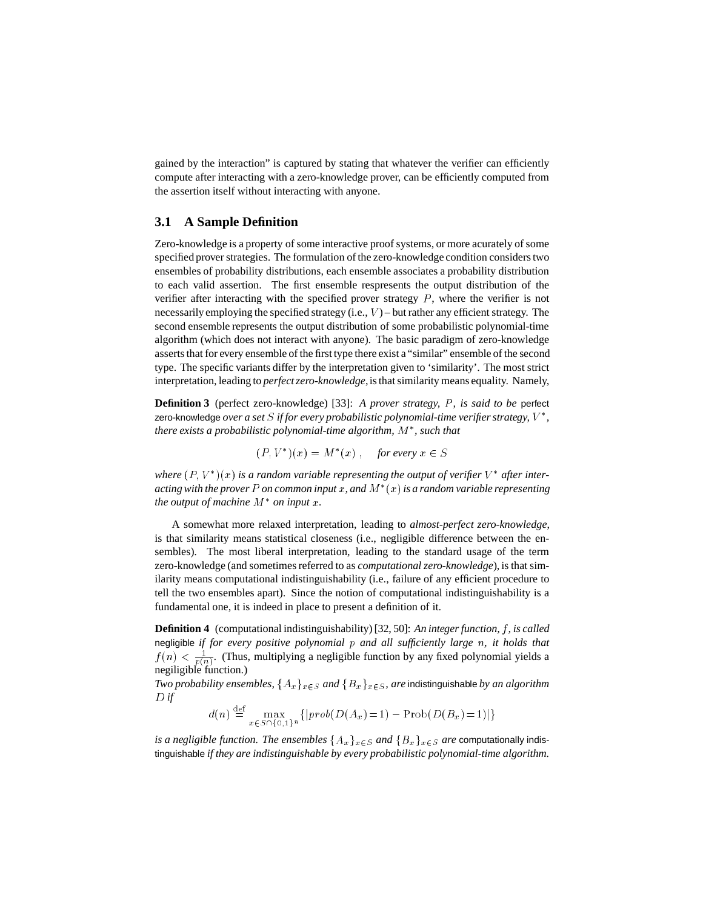gained by the interaction" is captured by stating that whatever the verifier can efficiently compute after interacting with a zero-knowledge prover, can be efficiently computed from the assertion itself without interacting with anyone.

## 3.1 A Sample Definition

Zero-knowledge is a property of some interactive proof systems, or more acurately of some specified prover strategies. The formulation of the zero-knowledge condition considers two ensembles of probability distributions, each ensemble associates a probability distribution to each valid assertion. The first ensemble respresents the output distribution of the verifier after interacting with the specified prover strategy $P$, where the verifier is not necessarily employing the specified strategy (i.e., $V$) – but rather any efficient strategy. The second ensemble represents the output distribution of some probabilistic polynomial-time algorithm (which does not interact with anyone). The basic paradigm of zero-knowledge asserts that for every ensemble of the first type there exist a "similar" ensemble of the second type. The specific variants differ by the interpretation given to 'similarity'. The most strict interpretation, leading to *perfect zero-knowledge*, is that similarity means equality. Namely,

**Definition 3** (perfect zero-knowledge) [33]: *A prover strategy, $P$, is said to be* perfect zero-knowledge *over a set $S$ if for every probabilistic polynomial-time verifier strategy, $V^*$, there exists a probabilistic polynomial-time algorithm, $M^*$, such that*

$$(P, V^*)(x) = M^*(x) \ , \quad \text{for every } x \in S$$

*where $(P, V^*)(x)$ is a random variable representing the output of verifier $V^*$ after interacting with the prover $P$ on common input $x$, and $M^*(x)$ is a random variable representing the output of machine $M^*$ on input $x$.*

A somewhat more relaxed interpretation, leading to *almost-perfect zero-knowledge*, is that similarity means statistical closeness (i.e., negligible difference between the ensembles). The most liberal interpretation, leading to the standard usage of the term zero-knowledge (and sometimes referred to as *computational zero-knowledge*), is that similarity means computational indistinguishability (i.e., failure of any efficient procedure to tell the two ensembles apart). Since the notion of computational indistinguishability is a fundamental one, it is indeed in place to present a definition of it.

**Definition 4** (computational indistinguishability) [32, 50]: *An integer function, $f$, is called* negligible *if for every positive polynomial $p$ and all sufficiently large $n$, it holds that $f(n) < \frac{1}{p(n)}$.* (Thus, multiplying a negligible function by any fixed polynomial yields a negiligible function.)
*Two probability ensembles, $\{A_x\}_{x \in S}$ and $\{B_x\}_{x \in S}$, are* indistinguishable *by an algorithm $D$ if*

$$d(n) \stackrel{\text{def}}{=} \max_{x \in S \cap \{0,1\}^n} \{|prob(D(A_x) = 1) - \text{Prob}(D(B_x) = 1)|\}$$

*is a negligible function. The ensembles $\{A_x\}_{x \in S}$ and $\{B_x\}_{x \in S}$ are* computationally indistinguishable *if they are indistinguishable by every probabilistic polynomial-time algorithm.*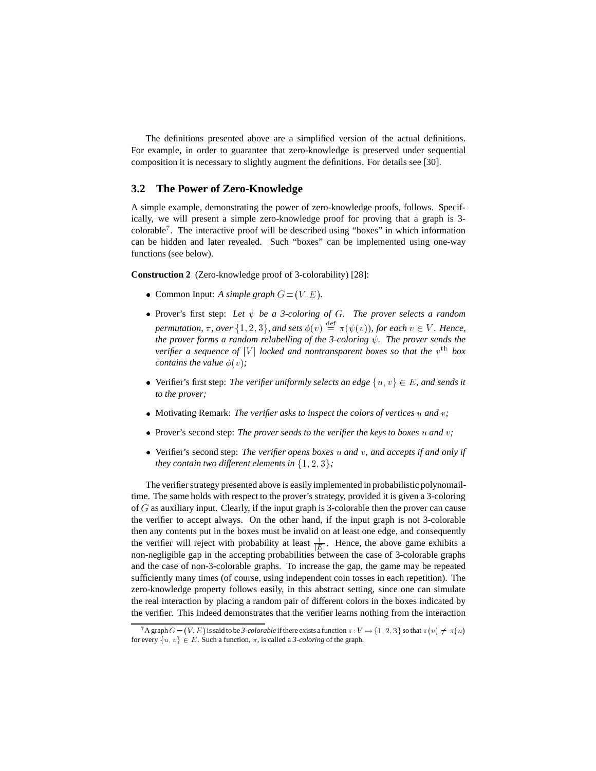The definitions presented above are a simplified version of the actual definitions. For example, in order to guarantee that zero-knowledge is preserved under sequential composition it is necessary to slightly augment the definitions. For details see [30].

## 3.2 The Power of Zero-Knowledge

A simple example, demonstrating the power of zero-knowledge proofs, follows. Specifically, we will present a simple zero-knowledge proof for proving that a graph is 3-colorable[7]. The interactive proof will be described using "boxes" in which information can be hidden and later revealed. Such "boxes" can be implemented using one-way functions (see below).

**Construction 2** (Zero-knowledge proof of 3-colorability) [28]:

- Common Input: *A simple graph* $G=(V,E)$.
- Prover's first step: *Let* $\psi$ *be a 3-coloring of* $G$. *The prover selects a random permutation,* $\pi$*, over* $\{1,2,3\}$*, and sets* $\phi(v) \stackrel{\rm def}{=} \pi(\psi(v))$*, for each* $v \in V$. *Hence, the prover forms a random relabelling of the 3-coloring* $\psi$. *The prover sends the verifier a sequence of* $|V|$ *locked and nontransparent boxes so that the* $v^{\rm th}$ *box contains the value* $\phi(v)$*;*
- Verifier's first step: *The verifier uniformly selects an edge* $\{u,v\} \in E$*, and sends it to the prover;*
- Motivating Remark: *The verifier asks to inspect the colors of vertices* $u$ *and* $v$*;*
- Prover's second step: *The prover sends to the verifier the keys to boxes* $u$ *and* $v$*;*
- Verifier's second step: *The verifier opens boxes* $u$ *and* $v$*, and accepts if and only if they contain two different elements in* $\{1,2,3\}$*;*

The verifier strategy presented above is easily implemented in probabilistic polynomail-time. The same holds with respect to the prover's strategy, provided it is given a 3-coloring of $G$ as auxiliary input. Clearly, if the input graph is 3-colorable then the prover can cause the verifier to accept always. On the other hand, if the input graph is not 3-colorable then any contents put in the boxes must be invalid on at least one edge, and consequently the verifier will reject with probability at least $\frac{1}{|E|}$. Hence, the above game exhibits a non-negligible gap in the accepting probabilities between the case of 3-colorable graphs and the case of non-3-colorable graphs. To increase the gap, the game may be repeated sufficiently many times (of course, using independent coin tosses in each repetition). The zero-knowledge property follows easily, in this abstract setting, since one can simulate the real interaction by placing a random pair of different colors in the boxes indicated by the verifier. This indeed demonstrates that the verifier learns nothing from the interaction

[7] A graph $G=(V,E)$ is said to be *3-colorable* if there exists a function $\pi : V \mapsto \{1,2,3\}$ so that $\pi(v) \neq \pi(u)$ for every $\{u,v\} \in E$. Such a function, $\pi$, is called a *3-coloring* of the graph.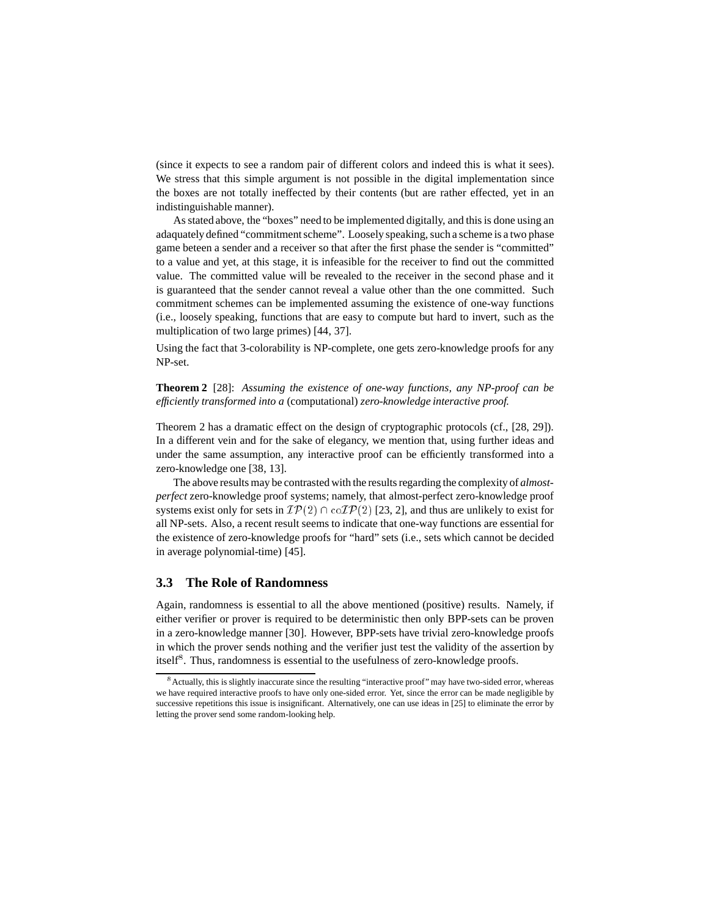(since it expects to see a random pair of different colors and indeed this is what it sees). We stress that this simple argument is not possible in the digital implementation since the boxes are not totally ineffected by their contents (but are rather effected, yet in an indistinguishable manner).

As stated above, the "boxes" need to be implemented digitally, and this is done using an adaquately defined "commitment scheme". Loosely speaking, such a scheme is a two phase game beteen a sender and a receiver so that after the first phase the sender is "committed" to a value and yet, at this stage, it is infeasible for the receiver to find out the committed value. The committed value will be revealed to the receiver in the second phase and it is guaranteed that the sender cannot reveal a value other than the one committed. Such commitment schemes can be implemented assuming the existence of one-way functions (i.e., loosely speaking, functions that are easy to compute but hard to invert, such as the multiplication of two large primes) [44, 37].

Using the fact that 3-colorability is NP-complete, one gets zero-knowledge proofs for any NP-set.

**Theorem 2** [28]: *Assuming the existence of one-way functions, any NP-proof can be efficiently transformed into a* (computational) *zero-knowledge interactive proof.*

Theorem 2 has a dramatic effect on the design of cryptographic protocols (cf., [28, 29]). In a different vein and for the sake of elegancy, we mention that, using further ideas and under the same assumption, any interactive proof can be efficiently transformed into a zero-knowledge one [38, 13].

The above results may be contrasted with the results regarding the complexity of *almost-perfect* zero-knowledge proof systems; namely, that almost-perfect zero-knowledge proof systems exist only for sets in $\mathcal{IP}(2) \cap \mathrm{co}\mathcal{IP}(2)$ [23, 2], and thus are unlikely to exist for all NP-sets. Also, a recent result seems to indicate that one-way functions are essential for the existence of zero-knowledge proofs for "hard" sets (i.e., sets which cannot be decided in average polynomial-time) [45].

### 3.3 The Role of Randomness

Again, randomness is essential to all the above mentioned (positive) results. Namely, if either verifier or prover is required to be deterministic then only BPP-sets can be proven in a zero-knowledge manner [30]. However, BPP-sets have trivial zero-knowledge proofs in which the prover sends nothing and the verifier just test the validity of the assertion by itself[8]. Thus, randomness is essential to the usefulness of zero-knowledge proofs.

[8] Actually, this is slightly inaccurate since the resulting "interactive proof" may have two-sided error, whereas we have required interactive proofs to have only one-sided error. Yet, since the error can be made negligible by successive repetitions this issue is insignificant. Alternatively, one can use ideas in [25] to eliminate the error by letting the prover send some random-looking help.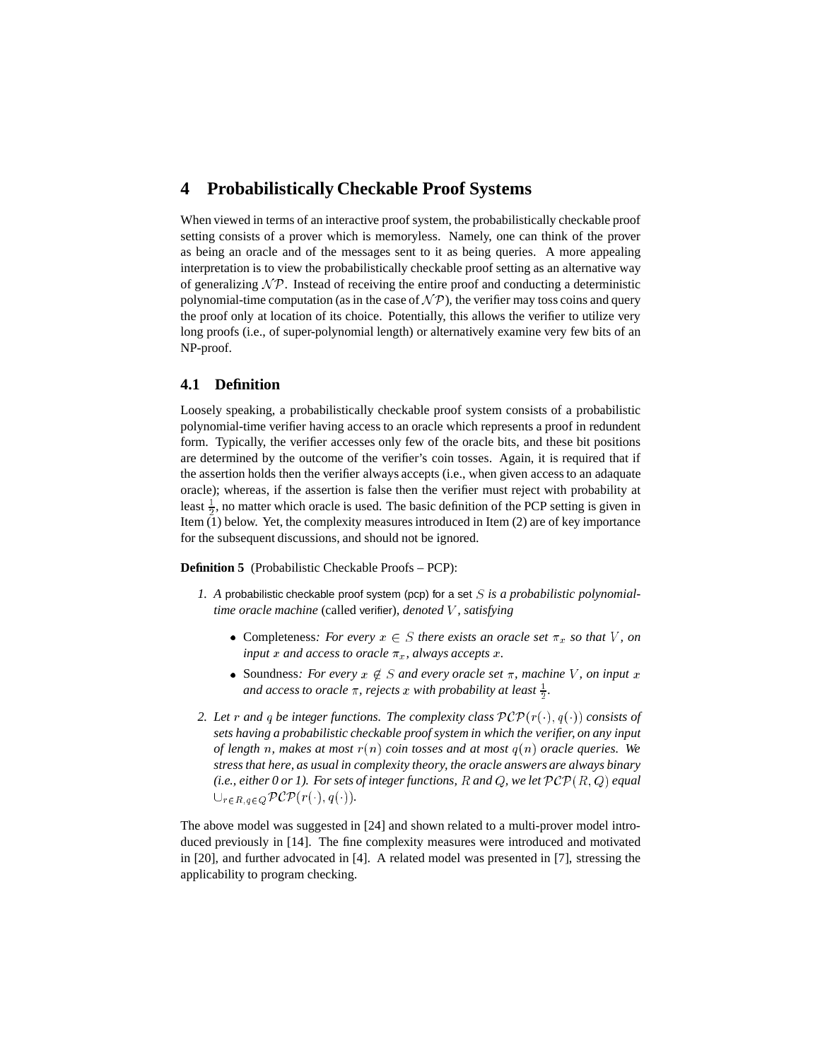## 4 Probabilistically Checkable Proof Systems

When viewed in terms of an interactive proof system, the probabilistically checkable proof setting consists of a prover which is memoryless. Namely, one can think of the prover as being an oracle and of the messages sent to it as being queries. A more appealing interpretation is to view the probabilistically checkable proof setting as an alternative way of generalizing $\mathcal{NP}$. Instead of receiving the entire proof and conducting a deterministic polynomial-time computation (as in the case of $\mathcal{NP}$), the verifier may toss coins and query the proof only at location of its choice. Potentially, this allows the verifier to utilize very long proofs (i.e., of super-polynomial length) or alternatively examine very few bits of an NP-proof.

### 4.1 Definition

Loosely speaking, a probabilistically checkable proof system consists of a probabilistic polynomial-time verifier having access to an oracle which represents a proof in redundent form. Typically, the verifier accesses only few of the oracle bits, and these bit positions are determined by the outcome of the verifier's coin tosses. Again, it is required that if the assertion holds then the verifier always accepts (i.e., when given access to an adaquate oracle); whereas, if the assertion is false then the verifier must reject with probability at least $\frac{1}{2}$, no matter which oracle is used. The basic definition of the PCP setting is given in Item (1) below. Yet, the complexity measures introduced in Item (2) are of key importance for the subsequent discussions, and should not be ignored.

**Definition 5** (Probabilistic Checkable Proofs – PCP):

1. *A* probabilistic checkable proof system (pcp) for a set $S$ *is a probabilistic polynomial-time oracle machine* (called verifier)*, denoted* $V$*, satisfying*
   - Completeness*: For every* $x \in S$ *there exists an oracle set* $\pi_x$ *so that* $V$*, on input* $x$ *and access to oracle* $\pi_x$*, always accepts* $x$*.*
   - Soundness*: For every* $x \notin S$ *and every oracle set* $\pi$*, machine* $V$*, on input* $x$ *and access to oracle* $\pi$*, rejects* $x$ *with probability at least* $\frac{1}{2}$*.*

2. *Let* $r$ *and* $q$ *be integer functions. The complexity class* $\mathcal{PCP}(r(\cdot), q(\cdot))$ *consists of sets having a probabilistic checkable proof system in which the verifier, on any input of length* $n$*, makes at most* $r(n)$ *coin tosses and at most* $q(n)$ *oracle queries. We stress that here, as usual in complexity theory, the oracle answers are always binary (i.e., either 0 or 1). For sets of integer functions,* $R$ *and* $Q$*, we let* $\mathcal{PCP}(R, Q)$ *equal* $\cup_{r \in R, q \in Q} \mathcal{PCP}(r(\cdot), q(\cdot))$*.*

The above model was suggested in [24] and shown related to a multi-prover model introduced previously in [14]. The fine complexity measures were introduced and motivated in [20], and further advocated in [4]. A related model was presented in [7], stressing the applicability to program checking.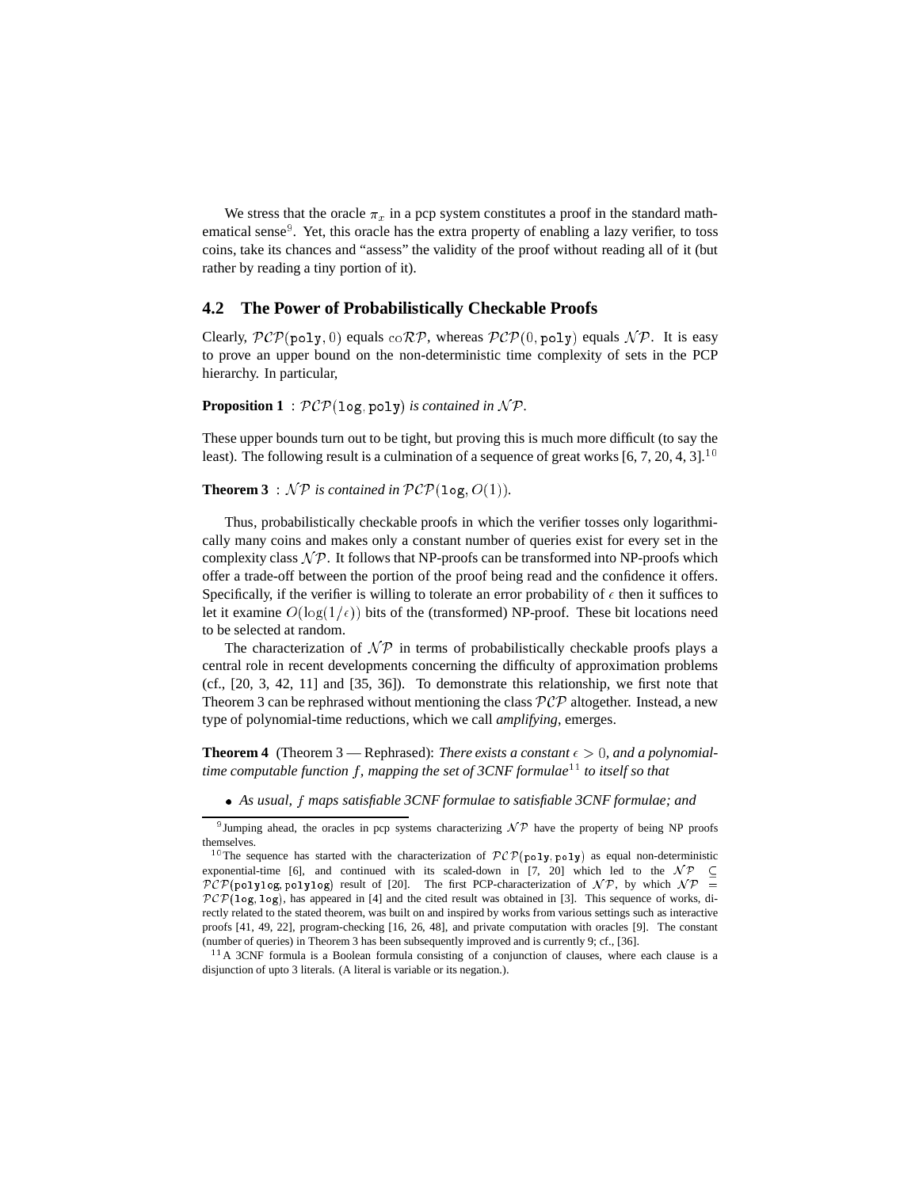We stress that the oracle $\pi_x$ in a pcp system constitutes a proof in the standard mathematical sense[9]. Yet, this oracle has the extra property of enabling a lazy verifier, to toss coins, take its chances and "assess" the validity of the proof without reading all of it (but rather by reading a tiny portion of it).

## 4.2 The Power of Probabilistically Checkable Proofs

Clearly, $\mathcal{PCP}(\texttt{poly}, 0)$ equals $\text{co}\mathcal{RP}$, whereas $\mathcal{PCP}(0, \texttt{poly})$ equals $\mathcal{NP}$. It is easy to prove an upper bound on the non-deterministic time complexity of sets in the PCP hierarchy. In particular,

**Proposition 1** : *$\mathcal{PCP}(\texttt{log}, \texttt{poly})$ is contained in $\mathcal{NP}$.*

These upper bounds turn out to be tight, but proving this is much more difficult (to say the least). The following result is a culmination of a sequence of great works [6, 7, 20, 4, 3].[10]

**Theorem 3** : *$\mathcal{NP}$ is contained in $\mathcal{PCP}(\texttt{log}, O(1))$.*

Thus, probabilistically checkable proofs in which the verifier tosses only logarithmically many coins and makes only a constant number of queries exist for every set in the complexity class $\mathcal{NP}$. It follows that NP-proofs can be transformed into NP-proofs which offer a trade-off between the portion of the proof being read and the confidence it offers. Specifically, if the verifier is willing to tolerate an error probability of $\epsilon$ then it suffices to let it examine $O(\log(1/\epsilon))$ bits of the (transformed) NP-proof. These bit locations need to be selected at random.

The characterization of $\mathcal{NP}$ in terms of probabilistically checkable proofs plays a central role in recent developments concerning the difficulty of approximation problems (cf., [20, 3, 42, 11] and [35, 36]). To demonstrate this relationship, we first note that Theorem 3 can be rephrased without mentioning the class $\mathcal{PCP}$ altogether. Instead, a new type of polynomial-time reductions, which we call *amplifying*, emerges.

**Theorem 4** (Theorem 3 — Rephrased): *There exists a constant $\epsilon > 0$, and a polynomial-time computable function $f$, mapping the set of 3CNF formulae[11] to itself so that*

- *As usual, $f$ maps satisfiable 3CNF formulae to satisfiable 3CNF formulae; and*

---

[9] Jumping ahead, the oracles in pcp systems characterizing $\mathcal{NP}$ have the property of being NP proofs themselves.

[10] The sequence has started with the characterization of $\mathcal{PCP}(\texttt{poly}, \texttt{poly})$ as equal non-deterministic exponential-time [6], and continued with its scaled-down in [7, 20] which led to the $\mathcal{NP} \subseteq \mathcal{PCP}(\texttt{polylog}, \texttt{polylog})$ result of [20]. The first PCP-characterization of $\mathcal{NP}$, by which $\mathcal{NP} = \mathcal{PCP}(\texttt{log}, \texttt{log})$, has appeared in [4] and the cited result was obtained in [3]. This sequence of works, directly related to the stated theorem, was built on and inspired by works from various settings such as interactive proofs [41, 49, 22], program-checking [16, 26, 48], and private computation with oracles [9]. The constant (number of queries) in Theorem 3 has been subsequently improved and is currently 9; cf., [36].

[11] A 3CNF formula is a Boolean formula consisting of a conjunction of clauses, where each clause is a disjunction of upto 3 literals. (A literal is variable or its negation.).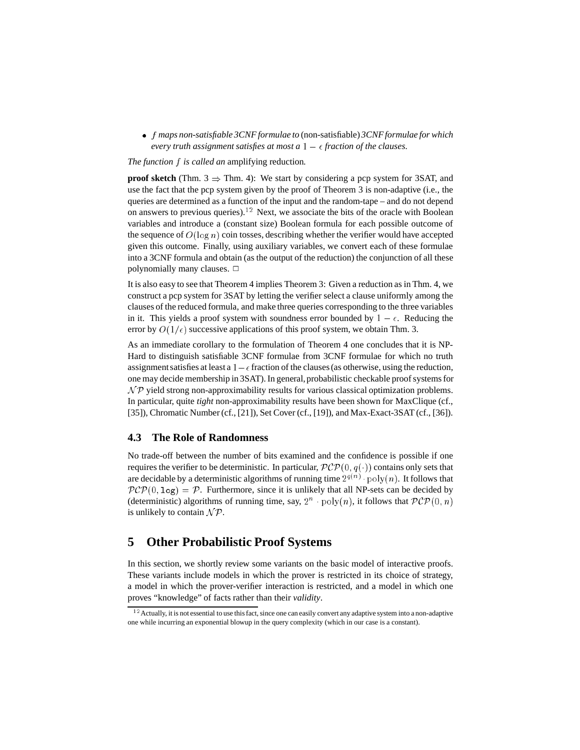- *$f$ maps non-satisfiable 3CNF formulae to* (non-satisfiable) *3CNF formulae for which every truth assignment satisfies at most a $1-\epsilon$ fraction of the clauses.*

*The function $f$ is called an* amplifying reduction*.*

**proof sketch** (Thm. 3 $\Rightarrow$ Thm. 4): We start by considering a pcp system for 3SAT, and use the fact that the pcp system given by the proof of Theorem 3 is non-adaptive (i.e., the queries are determined as a function of the input and the random-tape – and do not depend on answers to previous queries).[12] Next, we associate the bits of the oracle with Boolean variables and introduce a (constant size) Boolean formula for each possible outcome of the sequence of $O(\log n)$ coin tosses, describing whether the verifier would have accepted given this outcome. Finally, using auxiliary variables, we convert each of these formulae into a 3CNF formula and obtain (as the output of the reduction) the conjunction of all these polynomially many clauses. $\Box$

It is also easy to see that Theorem 4 implies Theorem 3: Given a reduction as in Thm. 4, we construct a pcp system for 3SAT by letting the verifier select a clause uniformly among the clauses of the reduced formula, and make three queries corresponding to the three variables in it. This yields a proof system with soundness error bounded by $1-\epsilon$. Reducing the error by $O(1/\epsilon)$ successive applications of this proof system, we obtain Thm. 3.

As an immediate corollary to the formulation of Theorem 4 one concludes that it is NP-Hard to distinguish satisfiable 3CNF formulae from 3CNF formulae for which no truth assignment satisfies at least a $1-\epsilon$ fraction of the clauses (as otherwise, using the reduction, one may decide membership in 3SAT). In general, probabilistic checkable proof systems for $\mathcal{NP}$ yield strong non-approximability results for various classical optimization problems. In particular, quite *tight* non-approximability results have been shown for MaxClique (cf., [35]), Chromatic Number (cf., [21]), Set Cover (cf., [19]), and Max-Exact-3SAT (cf., [36]).

### 4.3 The Role of Randomness

No trade-off between the number of bits examined and the confidence is possible if one requires the verifier to be deterministic. In particular, $\mathcal{PCP}(0, q(\cdot))$ contains only sets that are decidable by a deterministic algorithms of running time $2^{q(n)} \cdot \mathrm{poly}(n)$. It follows that $\mathcal{PCP}(0, \texttt{log}) = \mathcal{P}$. Furthermore, since it is unlikely that all NP-sets can be decided by (deterministic) algorithms of running time, say, $2^n \cdot \mathrm{poly}(n)$, it follows that $\mathcal{PCP}(0, n)$ is unlikely to contain $\mathcal{NP}$.

## 5 Other Probabilistic Proof Systems

In this section, we shortly review some variants on the basic model of interactive proofs. These variants include models in which the prover is restricted in its choice of strategy, a model in which the prover-verifier interaction is restricted, and a model in which one proves "knowledge" of facts rather than their *validity*.

[12] Actually, it is not essential to use this fact, since one can easily convert any adaptive system into a non-adaptive one while incurring an exponential blowup in the query complexity (which in our case is a constant).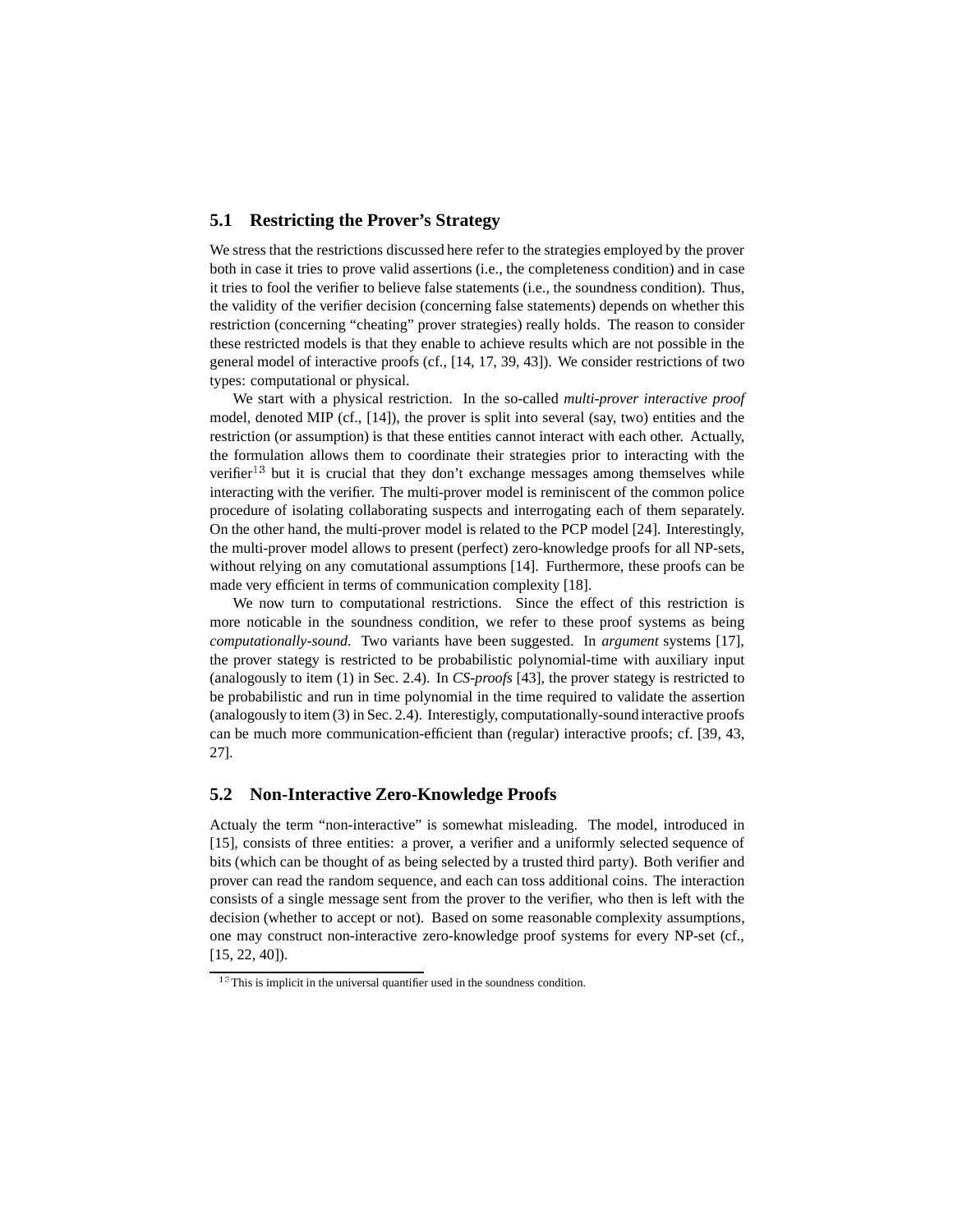## 5.1 Restricting the Prover's Strategy

We stress that the restrictions discussed here refer to the strategies employed by the prover both in case it tries to prove valid assertions (i.e., the completeness condition) and in case it tries to fool the verifier to believe false statements (i.e., the soundness condition). Thus, the validity of the verifier decision (concerning false statements) depends on whether this restriction (concerning "cheating" prover strategies) really holds. The reason to consider these restricted models is that they enable to achieve results which are not possible in the general model of interactive proofs (cf., [14, 17, 39, 43]). We consider restrictions of two types: computational or physical.

We start with a physical restriction. In the so-called *multi-prover interactive proof* model, denoted MIP (cf., [14]), the prover is split into several (say, two) entities and the restriction (or assumption) is that these entities cannot interact with each other. Actually, the formulation allows them to coordinate their strategies prior to interacting with the verifier[13] but it is crucial that they don't exchange messages among themselves while interacting with the verifier. The multi-prover model is reminiscent of the common police procedure of isolating collaborating suspects and interrogating each of them separately. On the other hand, the multi-prover model is related to the PCP model [24]. Interestingly, the multi-prover model allows to present (perfect) zero-knowledge proofs for all NP-sets, without relying on any comutational assumptions [14]. Furthermore, these proofs can be made very efficient in terms of communication complexity [18].

We now turn to computational restrictions. Since the effect of this restriction is more noticable in the soundness condition, we refer to these proof systems as being *computationally-sound*. Two variants have been suggested. In *argument* systems [17], the prover stategy is restricted to be probabilistic polynomial-time with auxiliary input (analogously to item (1) in Sec. 2.4). In *CS-proofs* [43], the prover stategy is restricted to be probabilistic and run in time polynomial in the time required to validate the assertion (analogously to item (3) in Sec. 2.4). Interestigly, computationally-sound interactive proofs can be much more communication-efficient than (regular) interactive proofs; cf. [39, 43, 27].

## 5.2 Non-Interactive Zero-Knowledge Proofs

Actualy the term "non-interactive" is somewhat misleading. The model, introduced in [15], consists of three entities: a prover, a verifier and a uniformly selected sequence of bits (which can be thought of as being selected by a trusted third party). Both verifier and prover can read the random sequence, and each can toss additional coins. The interaction consists of a single message sent from the prover to the verifier, who then is left with the decision (whether to accept or not). Based on some reasonable complexity assumptions, one may construct non-interactive zero-knowledge proof systems for every NP-set (cf., [15, 22, 40]).

---

[13] This is implicit in the universal quantifier used in the soundness condition.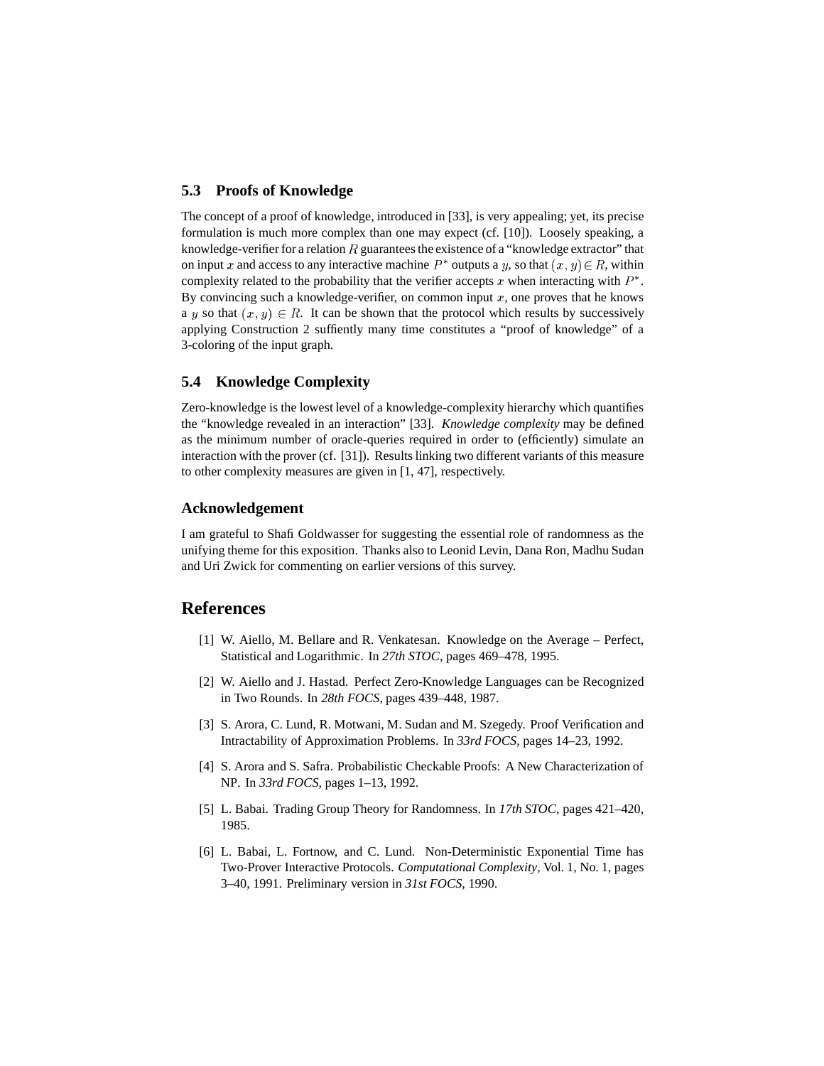### 5.3 Proofs of Knowledge

The concept of a proof of knowledge, introduced in [33], is very appealing; yet, its precise formulation is much more complex than one may expect (cf. [10]). Loosely speaking, a knowledge-verifier for a relation $R$ guarantees the existence of a "knowledge extractor" that on input $x$ and access to any interactive machine $P^*$ outputs a $y$, so that $(x,y) \in R$, within complexity related to the probability that the verifier accepts $x$ when interacting with $P^*$. By convincing such a knowledge-verifier, on common input $x$, one proves that he knows a $y$ so that $(x,y) \in R$. It can be shown that the protocol which results by successively applying Construction 2 suffiently many time constitutes a "proof of knowledge" of a 3-coloring of the input graph.

### 5.4 Knowledge Complexity

Zero-knowledge is the lowest level of a knowledge-complexity hierarchy which quantifies the "knowledge revealed in an interaction" [33]. *Knowledge complexity* may be defined as the minimum number of oracle-queries required in order to (efficiently) simulate an interaction with the prover (cf. [31]). Results linking two different variants of this measure to other complexity measures are given in [1, 47], respectively.

### Acknowledgement

I am grateful to Shafi Goldwasser for suggesting the essential role of randomness as the unifying theme for this exposition. Thanks also to Leonid Levin, Dana Ron, Madhu Sudan and Uri Zwick for commenting on earlier versions of this survey.

## References

[1] W. Aiello, M. Bellare and R. Venkatesan. Knowledge on the Average – Perfect, Statistical and Logarithmic. In *27th STOC*, pages 469–478, 1995.

[2] W. Aiello and J. Hastad. Perfect Zero-Knowledge Languages can be Recognized in Two Rounds. In *28th FOCS*, pages 439–448, 1987.

[3] S. Arora, C. Lund, R. Motwani, M. Sudan and M. Szegedy. Proof Verification and Intractability of Approximation Problems. In *33rd FOCS*, pages 14–23, 1992.

[4] S. Arora and S. Safra. Probabilistic Checkable Proofs: A New Characterization of NP. In *33rd FOCS*, pages 1–13, 1992.

[5] L. Babai. Trading Group Theory for Randomness. In *17th STOC*, pages 421–420, 1985.

[6] L. Babai, L. Fortnow, and C. Lund. Non-Deterministic Exponential Time has Two-Prover Interactive Protocols. *Computational Complexity*, Vol. 1, No. 1, pages 3–40, 1991. Preliminary version in *31st FOCS*, 1990.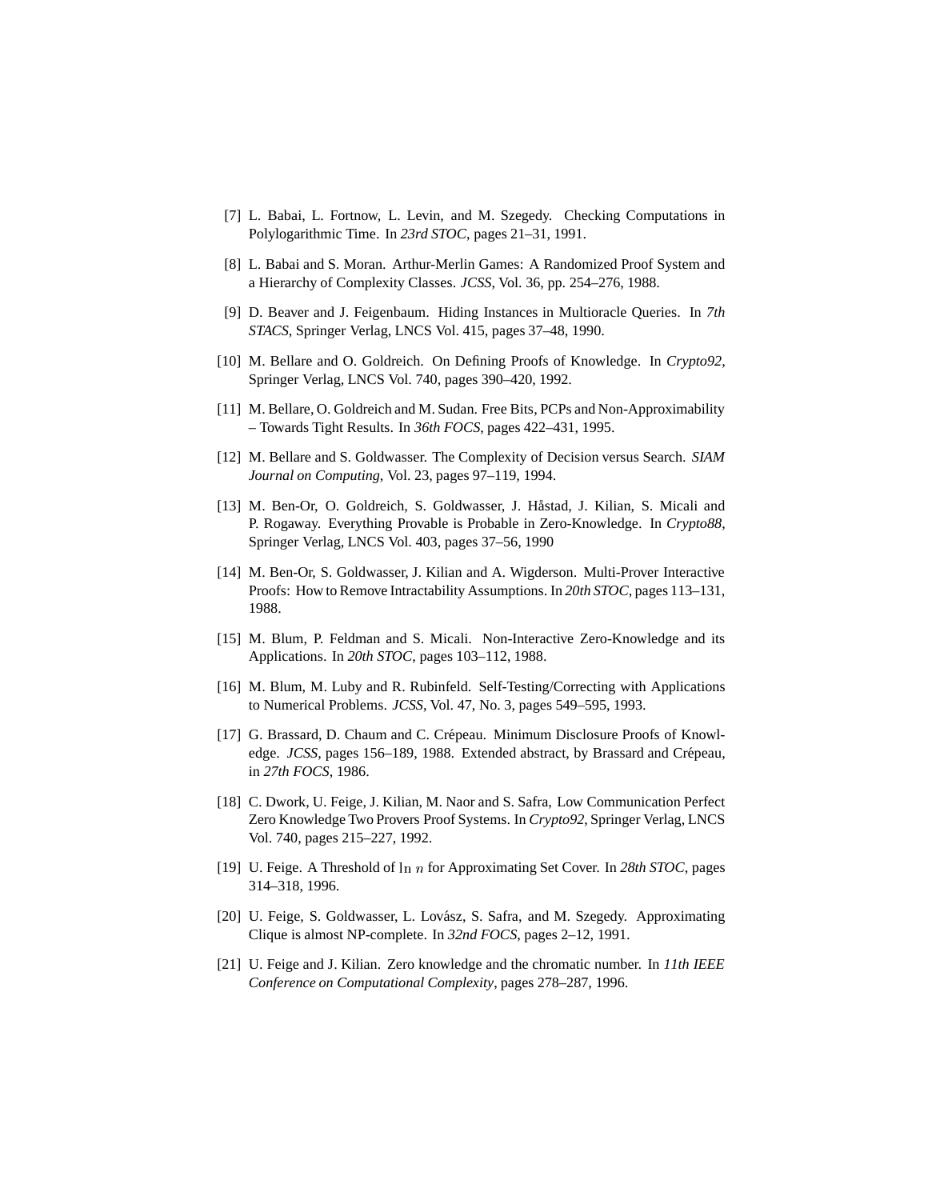[7] L. Babai, L. Fortnow, L. Levin, and M. Szegedy. Checking Computations in Polylogarithmic Time. In *23rd STOC*, pages 21–31, 1991.

[8] L. Babai and S. Moran. Arthur-Merlin Games: A Randomized Proof System and a Hierarchy of Complexity Classes. *JCSS*, Vol. 36, pp. 254–276, 1988.

[9] D. Beaver and J. Feigenbaum. Hiding Instances in Multioracle Queries. In *7th STACS*, Springer Verlag, LNCS Vol. 415, pages 37–48, 1990.

[10] M. Bellare and O. Goldreich. On Defining Proofs of Knowledge. In *Crypto92*, Springer Verlag, LNCS Vol. 740, pages 390–420, 1992.

[11] M. Bellare, O. Goldreich and M. Sudan. Free Bits, PCPs and Non-Approximability – Towards Tight Results. In *36th FOCS*, pages 422–431, 1995.

[12] M. Bellare and S. Goldwasser. The Complexity of Decision versus Search. *SIAM Journal on Computing*, Vol. 23, pages 97–119, 1994.

[13] M. Ben-Or, O. Goldreich, S. Goldwasser, J. Håstad, J. Kilian, S. Micali and P. Rogaway. Everything Provable is Probable in Zero-Knowledge. In *Crypto88*, Springer Verlag, LNCS Vol. 403, pages 37–56, 1990

[14] M. Ben-Or, S. Goldwasser, J. Kilian and A. Wigderson. Multi-Prover Interactive Proofs: How to Remove Intractability Assumptions. In *20th STOC*, pages 113–131, 1988.

[15] M. Blum, P. Feldman and S. Micali. Non-Interactive Zero-Knowledge and its Applications. In *20th STOC*, pages 103–112, 1988.

[16] M. Blum, M. Luby and R. Rubinfeld. Self-Testing/Correcting with Applications to Numerical Problems. *JCSS*, Vol. 47, No. 3, pages 549–595, 1993.

[17] G. Brassard, D. Chaum and C. Crépeau. Minimum Disclosure Proofs of Knowledge. *JCSS*, pages 156–189, 1988. Extended abstract, by Brassard and Crépeau, in *27th FOCS*, 1986.

[18] C. Dwork, U. Feige, J. Kilian, M. Naor and S. Safra, Low Communication Perfect Zero Knowledge Two Provers Proof Systems. In *Crypto92*, Springer Verlag, LNCS Vol. 740, pages 215–227, 1992.

[19] U. Feige. A Threshold of $\ln n$ for Approximating Set Cover. In *28th STOC*, pages 314–318, 1996.

[20] U. Feige, S. Goldwasser, L. Lovász, S. Safra, and M. Szegedy. Approximating Clique is almost NP-complete. In *32nd FOCS*, pages 2–12, 1991.

[21] U. Feige and J. Kilian. Zero knowledge and the chromatic number. In *11th IEEE Conference on Computational Complexity*, pages 278–287, 1996.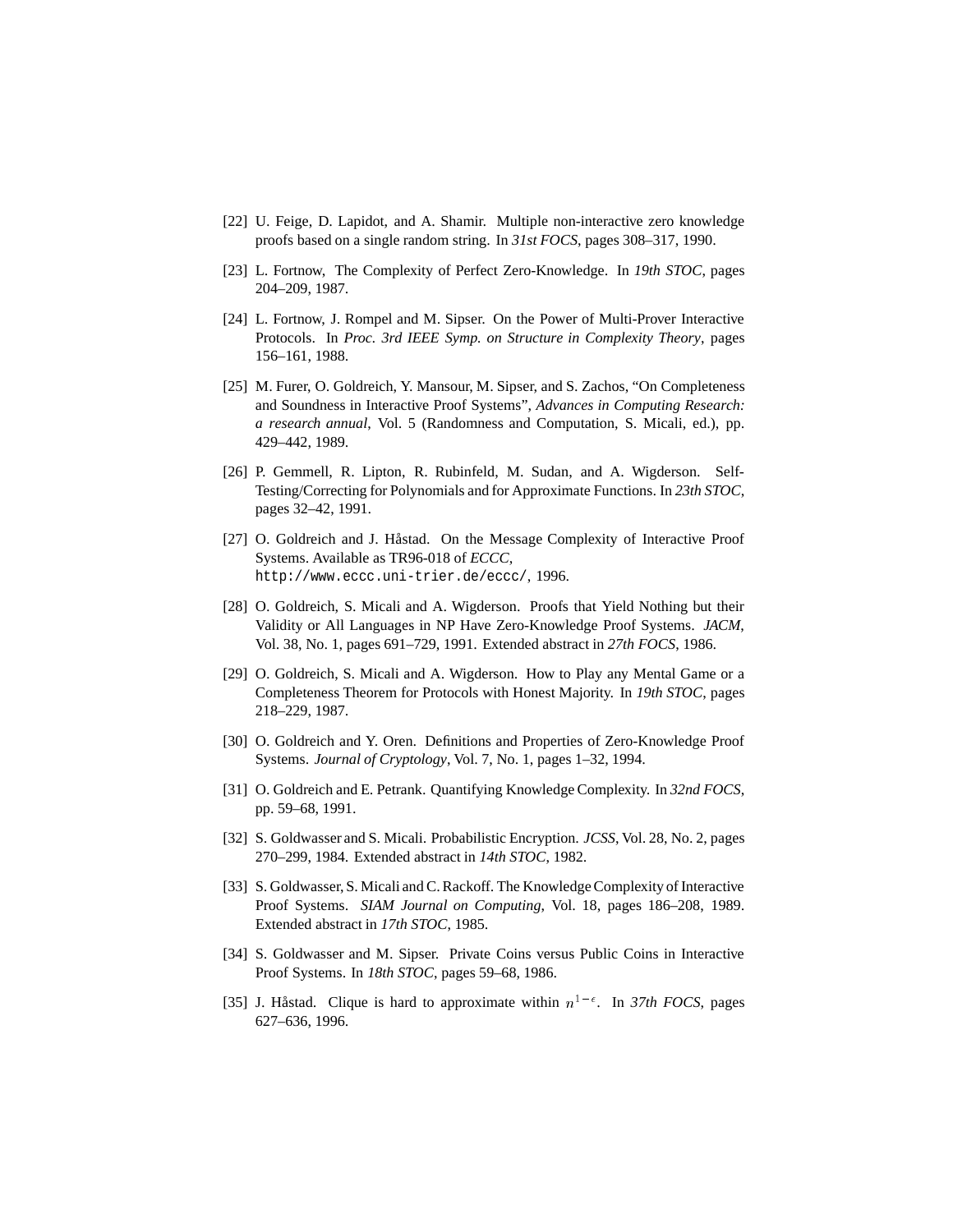[22] U. Feige, D. Lapidot, and A. Shamir. Multiple non-interactive zero knowledge proofs based on a single random string. In *31st FOCS*, pages 308–317, 1990.

[23] L. Fortnow, The Complexity of Perfect Zero-Knowledge. In *19th STOC*, pages 204–209, 1987.

[24] L. Fortnow, J. Rompel and M. Sipser. On the Power of Multi-Prover Interactive Protocols. In *Proc. 3rd IEEE Symp. on Structure in Complexity Theory*, pages 156–161, 1988.

[25] M. Furer, O. Goldreich, Y. Mansour, M. Sipser, and S. Zachos, "On Completeness and Soundness in Interactive Proof Systems", *Advances in Computing Research: a research annual*, Vol. 5 (Randomness and Computation, S. Micali, ed.), pp. 429–442, 1989.

[26] P. Gemmell, R. Lipton, R. Rubinfeld, M. Sudan, and A. Wigderson. Self-Testing/Correcting for Polynomials and for Approximate Functions. In *23th STOC*, pages 32–42, 1991.

[27] O. Goldreich and J. Håstad. On the Message Complexity of Interactive Proof Systems. Available as TR96-018 of *ECCC*, `http://www.eccc.uni-trier.de/eccc/`, 1996.

[28] O. Goldreich, S. Micali and A. Wigderson. Proofs that Yield Nothing but their Validity or All Languages in NP Have Zero-Knowledge Proof Systems. *JACM*, Vol. 38, No. 1, pages 691–729, 1991. Extended abstract in *27th FOCS*, 1986.

[29] O. Goldreich, S. Micali and A. Wigderson. How to Play any Mental Game or a Completeness Theorem for Protocols with Honest Majority. In *19th STOC*, pages 218–229, 1987.

[30] O. Goldreich and Y. Oren. Definitions and Properties of Zero-Knowledge Proof Systems. *Journal of Cryptology*, Vol. 7, No. 1, pages 1–32, 1994.

[31] O. Goldreich and E. Petrank. Quantifying Knowledge Complexity. In *32nd FOCS*, pp. 59–68, 1991.

[32] S. Goldwasser and S. Micali. Probabilistic Encryption. *JCSS*, Vol. 28, No. 2, pages 270–299, 1984. Extended abstract in *14th STOC*, 1982.

[33] S. Goldwasser, S. Micali and C. Rackoff. The Knowledge Complexity of Interactive Proof Systems. *SIAM Journal on Computing*, Vol. 18, pages 186–208, 1989. Extended abstract in *17th STOC*, 1985.

[34] S. Goldwasser and M. Sipser. Private Coins versus Public Coins in Interactive Proof Systems. In *18th STOC*, pages 59–68, 1986.

[35] J. Håstad. Clique is hard to approximate within $n^{1-\epsilon}$. In *37th FOCS*, pages 627–636, 1996.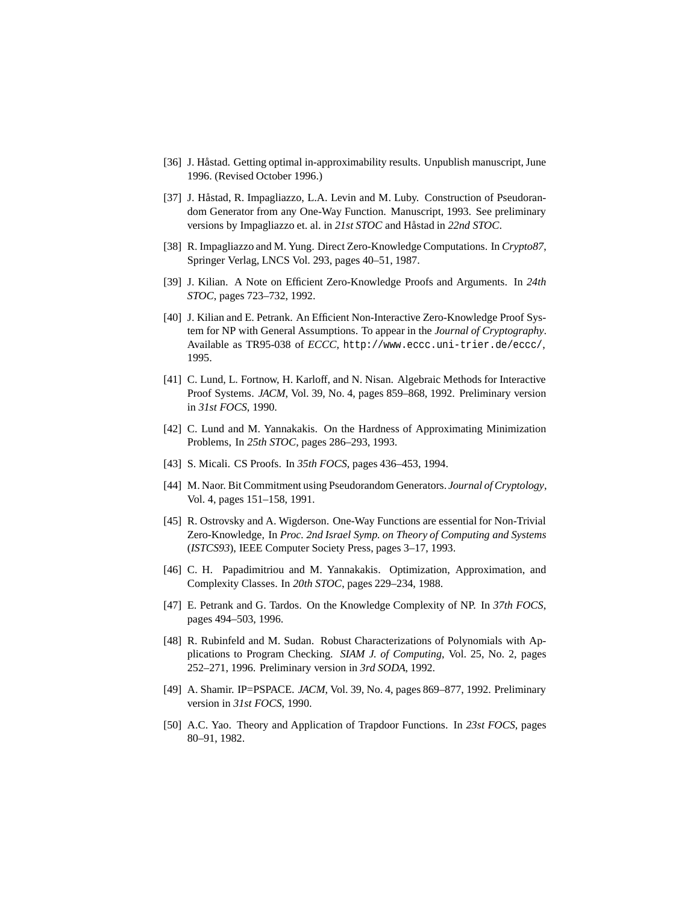[36] J. Håstad. Getting optimal in-approximability results. Unpublish manuscript, June 1996. (Revised October 1996.)

[37] J. Håstad, R. Impagliazzo, L.A. Levin and M. Luby. Construction of Pseudorandom Generator from any One-Way Function. Manuscript, 1993. See preliminary versions by Impagliazzo et. al. in *21st STOC* and Håstad in *22nd STOC*.

[38] R. Impagliazzo and M. Yung. Direct Zero-Knowledge Computations. In *Crypto87*, Springer Verlag, LNCS Vol. 293, pages 40–51, 1987.

[39] J. Kilian. A Note on Efficient Zero-Knowledge Proofs and Arguments. In *24th STOC*, pages 723–732, 1992.

[40] J. Kilian and E. Petrank. An Efficient Non-Interactive Zero-Knowledge Proof System for NP with General Assumptions. To appear in the *Journal of Cryptography*. Available as TR95-038 of *ECCC*, `http://www.eccc.uni-trier.de/eccc/`, 1995.

[41] C. Lund, L. Fortnow, H. Karloff, and N. Nisan. Algebraic Methods for Interactive Proof Systems. *JACM*, Vol. 39, No. 4, pages 859–868, 1992. Preliminary version in *31st FOCS*, 1990.

[42] C. Lund and M. Yannakakis. On the Hardness of Approximating Minimization Problems, In *25th STOC*, pages 286–293, 1993.

[43] S. Micali. CS Proofs. In *35th FOCS*, pages 436–453, 1994.

[44] M. Naor. Bit Commitment using Pseudorandom Generators. *Journal of Cryptology*, Vol. 4, pages 151–158, 1991.

[45] R. Ostrovsky and A. Wigderson. One-Way Functions are essential for Non-Trivial Zero-Knowledge, In *Proc. 2nd Israel Symp. on Theory of Computing and Systems* (*ISTCS93*), IEEE Computer Society Press, pages 3–17, 1993.

[46] C. H. Papadimitriou and M. Yannakakis. Optimization, Approximation, and Complexity Classes. In *20th STOC*, pages 229–234, 1988.

[47] E. Petrank and G. Tardos. On the Knowledge Complexity of NP. In *37th FOCS*, pages 494–503, 1996.

[48] R. Rubinfeld and M. Sudan. Robust Characterizations of Polynomials with Applications to Program Checking. *SIAM J. of Computing*, Vol. 25, No. 2, pages 252–271, 1996. Preliminary version in *3rd SODA*, 1992.

[49] A. Shamir. IP=PSPACE. *JACM*, Vol. 39, No. 4, pages 869–877, 1992. Preliminary version in *31st FOCS*, 1990.

[50] A.C. Yao. Theory and Application of Trapdoor Functions. In *23st FOCS*, pages 80–91, 1982.